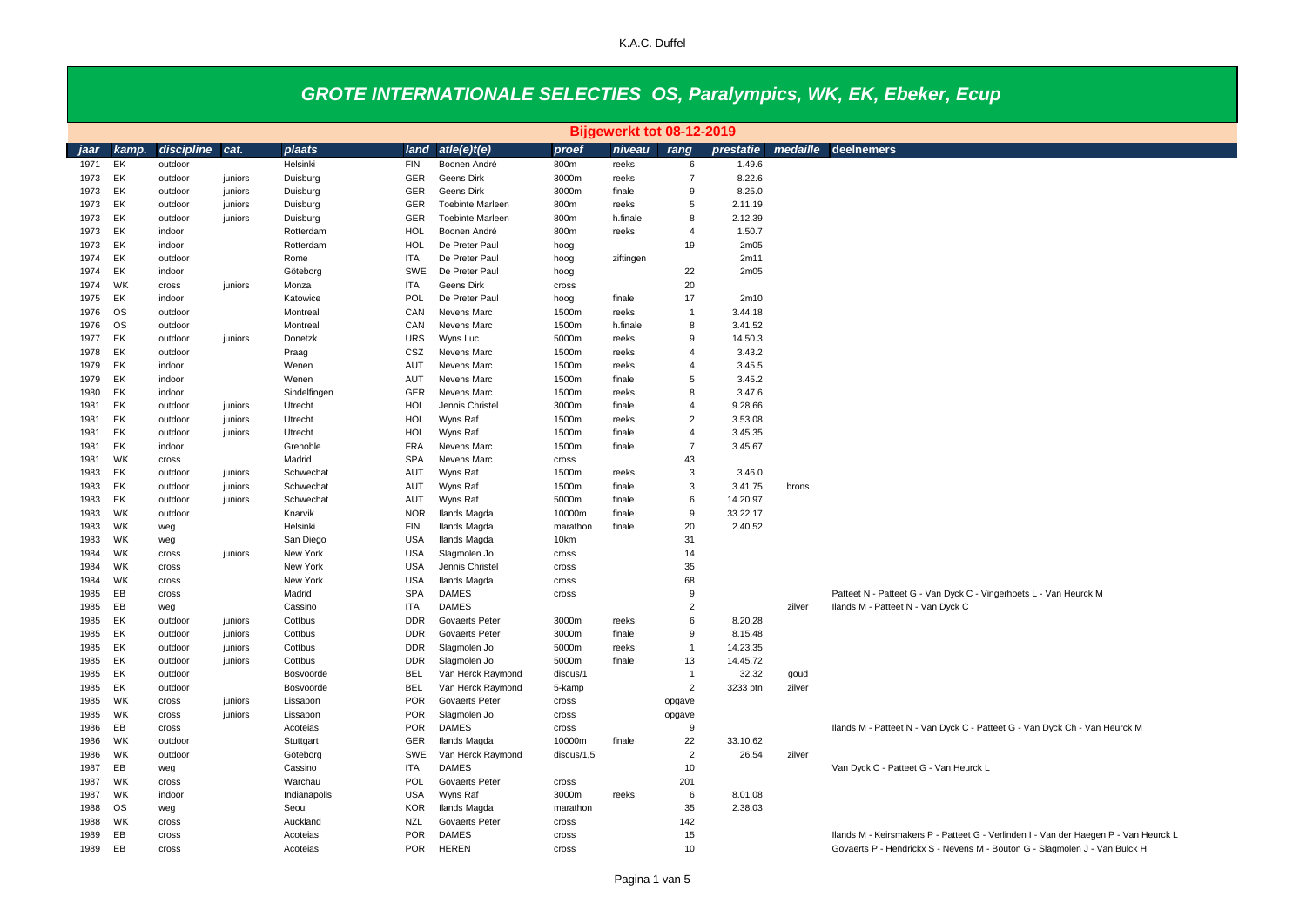K.A.C. Duffel

# GROTE INTERNATIONALE SELECTIES OS, Paralympics, WK, EK, Ebeker, Ecup

**Bijgewerkt tot 08-12-2019**

| jaar | kamp. | discipline | cat. | plaats | land | atle(e)t(e) | proef | niveau | rang | prestatie | medaille | deelnemers |
|---|---|---|---|---|---|---|---|---|---|---|---|---|
| 1971 | EK | outdoor | | Helsinki | FIN | Boonen André | 800m | reeks | 6 | 1.49.6 | | |
| 1973 | EK | outdoor | juniors | Duisburg | GER | Geens Dirk | 3000m | reeks | 7 | 8.22.6 | | |
| 1973 | EK | outdoor | juniors | Duisburg | GER | Geens Dirk | 3000m | finale | 9 | 8.25.0 | | |
| 1973 | EK | outdoor | juniors | Duisburg | GER | Toebinte Marleen | 800m | reeks | 5 | 2.11.19 | | |
| 1973 | EK | outdoor | juniors | Duisburg | GER | Toebinte Marleen | 800m | h.finale | 8 | 2.12.39 | | |
| 1973 | EK | indoor | | Rotterdam | HOL | Boonen André | 800m | reeks | 4 | 1.50.7 | | |
| 1973 | EK | indoor | | Rotterdam | HOL | De Preter Paul | hoog | | 19 | 2m05 | | |
| 1974 | EK | outdoor | | Rome | ITA | De Preter Paul | hoog | ziftingen | | 2m11 | | |
| 1974 | EK | indoor | | Göteborg | SWE | De Preter Paul | hoog | | 22 | 2m05 | | |
| 1974 | WK | cross | juniors | Monza | ITA | Geens Dirk | cross | | 20 | | | |
| 1975 | EK | indoor | | Katowice | POL | De Preter Paul | hoog | finale | 17 | 2m10 | | |
| 1976 | OS | outdoor | | Montreal | CAN | Nevens Marc | 1500m | reeks | 1 | 3.44.18 | | |
| 1976 | OS | outdoor | | Montreal | CAN | Nevens Marc | 1500m | h.finale | 8 | 3.41.52 | | |
| 1977 | EK | outdoor | juniors | Donetzk | URS | Wyns Luc | 5000m | reeks | 9 | 14.50.3 | | |
| 1978 | EK | outdoor | | Praag | CSZ | Nevens Marc | 1500m | reeks | 4 | 3.43.2 | | |
| 1979 | EK | indoor | | Wenen | AUT | Nevens Marc | 1500m | reeks | 4 | 3.45.5 | | |
| 1979 | EK | indoor | | Wenen | AUT | Nevens Marc | 1500m | finale | 5 | 3.45.2 | | |
| 1980 | EK | indoor | | Sindelfingen | GER | Nevens Marc | 1500m | reeks | 8 | 3.47.6 | | |
| 1981 | EK | outdoor | juniors | Utrecht | HOL | Jennis Christel | 3000m | finale | 4 | 9.28.66 | | |
| 1981 | EK | outdoor | juniors | Utrecht | HOL | Wyns Raf | 1500m | reeks | 2 | 3.53.08 | | |
| 1981 | EK | outdoor | juniors | Utrecht | HOL | Wyns Raf | 1500m | finale | 4 | 3.45.35 | | |
| 1981 | EK | indoor | | Grenoble | FRA | Nevens Marc | 1500m | finale | 7 | 3.45.67 | | |
| 1981 | WK | cross | | Madrid | SPA | Nevens Marc | cross | | 43 | | | |
| 1983 | EK | outdoor | juniors | Schwechat | AUT | Wyns Raf | 1500m | reeks | 3 | 3.46.0 | | |
| 1983 | EK | outdoor | juniors | Schwechat | AUT | Wyns Raf | 1500m | finale | 3 | 3.41.75 | brons | |
| 1983 | EK | outdoor | juniors | Schwechat | AUT | Wyns Raf | 5000m | finale | 6 | 14.20.97 | | |
| 1983 | WK | outdoor | | Knarvik | NOR | Ilands Magda | 10000m | finale | 9 | 33.22.17 | | |
| 1983 | WK | weg | | Helsinki | FIN | Ilands Magda | marathon | finale | 20 | 2.40.52 | | |
| 1983 | WK | weg | | San Diego | USA | Ilands Magda | 10km | | 31 | | | |
| 1984 | WK | cross | juniors | New York | USA | Slagmolen Jo | cross | | 14 | | | |
| 1984 | WK | cross | | New York | USA | Jennis Christel | cross | | 35 | | | |
| 1984 | WK | cross | | New York | USA | Ilands Magda | cross | | 68 | | | |
| 1985 | EB | cross | | Madrid | SPA | DAMES | cross | | 9 | | | Patteet N - Patteet G - Van Dyck C - Vingerhoets L - Van Heurck M |
| 1985 | EB | weg | | Cassino | ITA | DAMES | | | 2 | | zilver | Ilands M - Patteet N - Van Dyck C |
| 1985 | EK | outdoor | juniors | Cottbus | DDR | Govaerts Peter | 3000m | reeks | 6 | 8.20.28 | | |
| 1985 | EK | outdoor | juniors | Cottbus | DDR | Govaerts Peter | 3000m | finale | 9 | 8.15.48 | | |
| 1985 | EK | outdoor | juniors | Cottbus | DDR | Slagmolen Jo | 5000m | reeks | 1 | 14.23.35 | | |
| 1985 | EK | outdoor | juniors | Cottbus | DDR | Slagmolen Jo | 5000m | finale | 13 | 14.45.72 | | |
| 1985 | EK | outdoor | | Bosvoorde | BEL | Van Herck Raymond | discus/1 | | 1 | 32.32 | goud | |
| 1985 | EK | outdoor | | Bosvoorde | BEL | Van Herck Raymond | 5-kamp | | 2 | 3233 ptn | zilver | |
| 1985 | WK | cross | juniors | Lissabon | POR | Govaerts Peter | cross | | opgave | | | |
| 1985 | WK | cross | juniors | Lissabon | POR | Slagmolen Jo | cross | | opgave | | | |
| 1986 | EB | cross | | Acoteias | POR | DAMES | cross | | 9 | | | Ilands M - Patteet N - Van Dyck C - Patteet G - Van Dyck Ch - Van Heurck M |
| 1986 | WK | outdoor | | Stuttgart | GER | Ilands Magda | 10000m | finale | 22 | 33.10.62 | | |
| 1986 | WK | outdoor | | Göteborg | SWE | Van Herck Raymond | discus/1,5 | | 2 | 26.54 | zilver | |
| 1987 | EB | weg | | Cassino | ITA | DAMES | | | 10 | | | Van Dyck C - Patteet G - Van Heurck L |
| 1987 | WK | cross | | Warchau | POL | Govaerts Peter | cross | | 201 | | | |
| 1987 | WK | indoor | | Indianapolis | USA | Wyns Raf | 3000m | reeks | 6 | 8.01.08 | | |
| 1988 | OS | weg | | Seoul | KOR | Ilands Magda | marathon | | 35 | 2.38.03 | | |
| 1988 | WK | cross | | Auckland | NZL | Govaerts Peter | cross | | 142 | | | |
| 1989 | EB | cross | | Acoteias | POR | DAMES | cross | | 15 | | | Ilands M - Keirsmakers P - Patteet G - Verlinden I - Van der Haegen P - Van Heurck L |
| 1989 | EB | cross | | Acoteias | POR | HEREN | cross | | 10 | | | Govaerts P - Hendrickx S - Nevens M - Bouton G - Slagmolen J - Van Bulck H |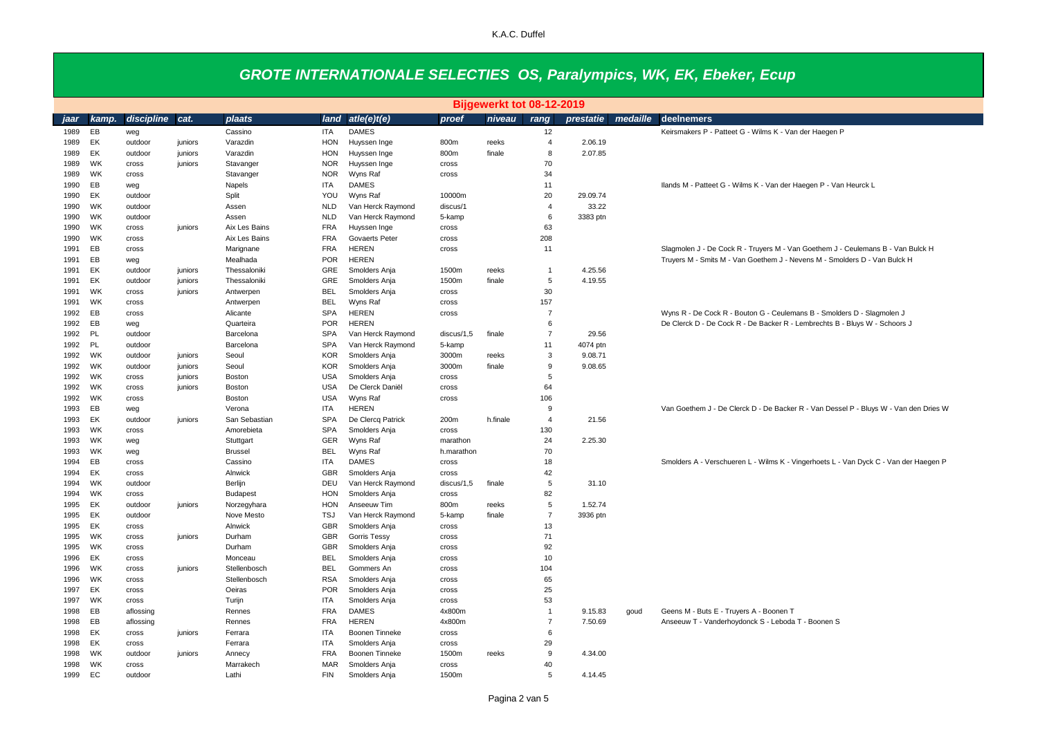# GROTE INTERNATIONALE SELECTIES OS, Paralympics, WK, EK, Ebeker, Ecup

**Bijgewerkt tot 08-12-2019**

| jaar | kamp. | discipline | cat. | plaats | land | atle(e)t(e) | proef | niveau | rang | prestatie | medaille | deelnemers |
|---|---|---|---|---|---|---|---|---|---|---|---|---|
| 1989 | EB | weg | | Cassino | ITA | DAMES | | | 12 | | | Keirsmakers P - Patteet G - Wilms K - Van der Haegen P |
| 1989 | EK | outdoor | juniors | Varazdin | HON | Huyssen Inge | 800m | reeks | 4 | 2.06.19 | | |
| 1989 | EK | outdoor | juniors | Varazdin | HON | Huyssen Inge | 800m | finale | 8 | 2.07.85 | | |
| 1989 | WK | cross | juniors | Stavanger | NOR | Huyssen Inge | cross | | 70 | | | |
| 1989 | WK | cross | | Stavanger | NOR | Wyns Raf | cross | | 34 | | | |
| 1990 | EB | weg | | Napels | ITA | DAMES | | | 11 | | | Ilands M - Patteet G - Wilms K - Van der Haegen P - Van Heurck L |
| 1990 | EK | outdoor | | Split | YOU | Wyns Raf | 10000m | | 20 | 29.09.74 | | |
| 1990 | WK | outdoor | | Assen | NLD | Van Herck Raymond | discus/1 | | 4 | 33.22 | | |
| 1990 | WK | outdoor | | Assen | NLD | Van Herck Raymond | 5-kamp | | 6 | 3383 ptn | | |
| 1990 | WK | cross | juniors | Aix Les Bains | FRA | Huyssen Inge | cross | | 63 | | | |
| 1990 | WK | cross | | Aix Les Bains | FRA | Govaerts Peter | cross | | 208 | | | |
| 1991 | EB | cross | | Marignane | FRA | HEREN | cross | | 11 | | | Slagmolen J - De Cock R - Truyers M - Van Goethem J - Ceulemans B - Van Bulck H |
| 1991 | EB | weg | | Mealhada | POR | HEREN | | | | | | Truyers M - Smits M - Van Goethem J - Nevens M - Smolders D - Van Bulck H |
| 1991 | EK | outdoor | juniors | Thessaloniki | GRE | Smolders Anja | 1500m | reeks | 1 | 4.25.56 | | |
| 1991 | EK | outdoor | juniors | Thessaloniki | GRE | Smolders Anja | 1500m | finale | 5 | 4.19.55 | | |
| 1991 | WK | cross | juniors | Antwerpen | BEL | Smolders Anja | cross | | 30 | | | |
| 1991 | WK | cross | | Antwerpen | BEL | Wyns Raf | cross | | 157 | | | |
| 1992 | EB | cross | | Alicante | SPA | HEREN | cross | | 7 | | | Wyns R - De Cock R - Bouton G - Ceulemans B - Smolders D - Slagmolen J |
| 1992 | EB | weg | | Quarteira | POR | HEREN | | | 6 | | | De Clerck D - De Cock R - De Backer R - Lembrechts B - Bluys W - Schoors J |
| 1992 | PL | outdoor | | Barcelona | SPA | Van Herck Raymond | discus/1,5 | finale | 7 | 29.56 | | |
| 1992 | PL | outdoor | | Barcelona | SPA | Van Herck Raymond | 5-kamp | | 11 | 4074 ptn | | |
| 1992 | WK | outdoor | juniors | Seoul | KOR | Smolders Anja | 3000m | reeks | 3 | 9.08.71 | | |
| 1992 | WK | outdoor | juniors | Seoul | KOR | Smolders Anja | 3000m | finale | 9 | 9.08.65 | | |
| 1992 | WK | cross | juniors | Boston | USA | Smolders Anja | cross | | 5 | | | |
| 1992 | WK | cross | juniors | Boston | USA | De Clerck Daniël | cross | | 64 | | | |
| 1992 | WK | cross | | Boston | USA | Wyns Raf | cross | | 106 | | | |
| 1993 | EB | weg | | Verona | ITA | HEREN | | | 9 | | | Van Goethem J - De Clerck D - De Backer R - Van Dessel P - Bluys W - Van den Dries W |
| 1993 | EK | outdoor | juniors | San Sebastian | SPA | De Clercq Patrick | 200m | h.finale | 4 | 21.56 | | |
| 1993 | WK | cross | | Amorebieta | SPA | Smolders Anja | cross | | 130 | | | |
| 1993 | WK | weg | | Stuttgart | GER | Wyns Raf | marathon | | 24 | 2.25.30 | | |
| 1993 | WK | weg | | Brussel | BEL | Wyns Raf | h.marathon | | 70 | | | |
| 1994 | EB | cross | | Cassino | ITA | DAMES | cross | | 18 | | | Smolders A - Verschueren L - Wilms K - Vingerhoets L - Van Dyck C - Van der Haegen P |
| 1994 | EK | cross | | Alnwick | GBR | Smolders Anja | cross | | 42 | | | |
| 1994 | WK | outdoor | | Berlijn | DEU | Van Herck Raymond | discus/1,5 | finale | 5 | 31.10 | | |
| 1994 | WK | cross | | Budapest | HON | Smolders Anja | cross | | 82 | | | |
| 1995 | EK | outdoor | juniors | Norzegyhara | HON | Anseeuw Tim | 800m | reeks | 5 | 1.52.74 | | |
| 1995 | EK | outdoor | | Nove Mesto | TSJ | Van Herck Raymond | 5-kamp | finale | 7 | 3936 ptn | | |
| 1995 | EK | cross | | Alnwick | GBR | Smolders Anja | cross | | 13 | | | |
| 1995 | WK | cross | juniors | Durham | GBR | Gorris Tessy | cross | | 71 | | | |
| 1995 | WK | cross | | Durham | GBR | Smolders Anja | cross | | 92 | | | |
| 1996 | EK | cross | | Monceau | BEL | Smolders Anja | cross | | 10 | | | |
| 1996 | WK | cross | juniors | Stellenbosch | BEL | Gommers An | cross | | 104 | | | |
| 1996 | WK | cross | | Stellenbosch | RSA | Smolders Anja | cross | | 65 | | | |
| 1997 | EK | cross | | Oeiras | POR | Smolders Anja | cross | | 25 | | | |
| 1997 | WK | cross | | Turijn | ITA | Smolders Anja | cross | | 53 | | | |
| 1998 | EB | aflossing | | Rennes | FRA | DAMES | 4x800m | | 1 | 9.15.83 | goud | Geens M - Buts E - Truyers A - Boonen T |
| 1998 | EB | aflossing | | Rennes | FRA | HEREN | 4x800m | | 7 | 7.50.69 | | Anseeuw T - Vanderhoydonck S - Leboda T - Boonen S |
| 1998 | EK | cross | juniors | Ferrara | ITA | Boonen Tinneke | cross | | 6 | | | |
| 1998 | EK | cross | | Ferrara | ITA | Smolders Anja | cross | | 29 | | | |
| 1998 | WK | outdoor | juniors | Annecy | FRA | Boonen Tinneke | 1500m | reeks | 9 | 4.34.00 | | |
| 1998 | WK | cross | | Marrakech | MAR | Smolders Anja | cross | | 40 | | | |
| 1999 | EC | outdoor | | Lathi | FIN | Smolders Anja | 1500m | | 5 | 4.14.45 | | |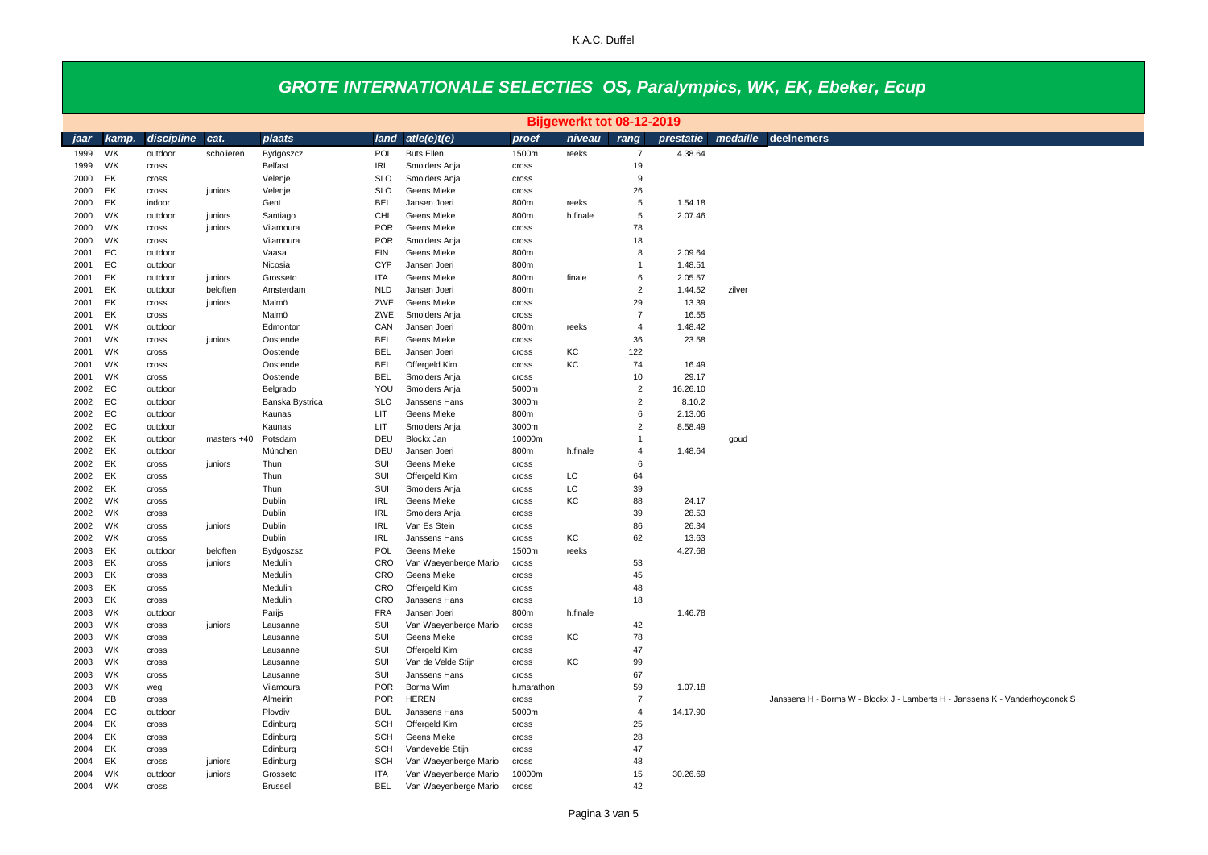# GROTE INTERNATIONALE SELECTIES OS, Paralympics, WK, EK, Ebeker, Ecup

**Bijgewerkt tot 08-12-2019**

| jaar | kamp. | discipline | cat. | plaats | land | atle(e)t(e) | proef | niveau | rang | prestatie | medaille | deelnemers |
|---|---|---|---|---|---|---|---|---|---|---|---|---|
| 1999 | WK | outdoor | scholieren | Bydgoszcz | POL | Buts Ellen | 1500m | reeks | 7 | 4.38.64 | | |
| 1999 | WK | cross | | Belfast | IRL | Smolders Anja | cross | | 19 | | | |
| 2000 | EK | cross | | Velenje | SLO | Smolders Anja | cross | | 9 | | | |
| 2000 | EK | cross | juniors | Velenje | SLO | Geens Mieke | cross | | 26 | | | |
| 2000 | EK | indoor | | Gent | BEL | Jansen Joeri | 800m | reeks | 5 | 1.54.18 | | |
| 2000 | WK | outdoor | juniors | Santiago | CHI | Geens Mieke | 800m | h.finale | 5 | 2.07.46 | | |
| 2000 | WK | cross | juniors | Vilamoura | POR | Geens Mieke | cross | | 78 | | | |
| 2000 | WK | cross | | Vilamoura | POR | Smolders Anja | cross | | 18 | | | |
| 2001 | EC | outdoor | | Vaasa | FIN | Geens Mieke | 800m | | 8 | 2.09.64 | | |
| 2001 | EC | outdoor | | Nicosia | CYP | Jansen Joeri | 800m | | 1 | 1.48.51 | | |
| 2001 | EK | outdoor | juniors | Grosseto | ITA | Geens Mieke | 800m | finale | 6 | 2.05.57 | | |
| 2001 | EK | outdoor | beloften | Amsterdam | NLD | Jansen Joeri | 800m | | 2 | 1.44.52 | zilver | |
| 2001 | EK | cross | juniors | Malmö | ZWE | Geens Mieke | cross | | 29 | 13.39 | | |
| 2001 | EK | cross | | Malmö | ZWE | Smolders Anja | cross | | 7 | 16.55 | | |
| 2001 | WK | outdoor | | Edmonton | CAN | Jansen Joeri | 800m | reeks | 4 | 1.48.42 | | |
| 2001 | WK | cross | juniors | Oostende | BEL | Geens Mieke | cross | | 36 | 23.58 | | |
| 2001 | WK | cross | | Oostende | BEL | Jansen Joeri | cross | KC | 122 | | | |
| 2001 | WK | cross | | Oostende | BEL | Offergeld Kim | cross | KC | 74 | 16.49 | | |
| 2001 | WK | cross | | Oostende | BEL | Smolders Anja | cross | | 10 | 29.17 | | |
| 2002 | EC | outdoor | | Belgrado | YOU | Smolders Anja | 5000m | | 2 | 16.26.10 | | |
| 2002 | EC | outdoor | | Banska Bystrica | SLO | Janssens Hans | 3000m | | 2 | 8.10.2 | | |
| 2002 | EC | outdoor | | Kaunas | LIT | Geens Mieke | 800m | | 6 | 2.13.06 | | |
| 2002 | EC | outdoor | | Kaunas | LIT | Smolders Anja | 3000m | | 2 | 8.58.49 | | |
| 2002 | EK | outdoor | masters +40 | Potsdam | DEU | Blockx Jan | 10000m | | 1 | | goud | |
| 2002 | EK | outdoor | | München | DEU | Jansen Joeri | 800m | h.finale | 4 | 1.48.64 | | |
| 2002 | EK | cross | juniors | Thun | SUI | Geens Mieke | cross | | 6 | | | |
| 2002 | EK | cross | | Thun | SUI | Offergeld Kim | cross | LC | 64 | | | |
| 2002 | EK | cross | | Thun | SUI | Smolders Anja | cross | LC | 39 | | | |
| 2002 | WK | cross | | Dublin | IRL | Geens Mieke | cross | KC | 88 | 24.17 | | |
| 2002 | WK | cross | | Dublin | IRL | Smolders Anja | cross | | 39 | 28.53 | | |
| 2002 | WK | cross | juniors | Dublin | IRL | Van Es Stein | cross | | 86 | 26.34 | | |
| 2002 | WK | cross | | Dublin | IRL | Janssens Hans | cross | KC | 62 | 13.63 | | |
| 2003 | EK | outdoor | beloften | Bydgoszsz | POL | Geens Mieke | 1500m | reeks | | 4.27.68 | | |
| 2003 | EK | cross | juniors | Medulin | CRO | Van Waeyenberge Mario | cross | | 53 | | | |
| 2003 | EK | cross | | Medulin | CRO | Geens Mieke | cross | | 45 | | | |
| 2003 | EK | cross | | Medulin | CRO | Offergeld Kim | cross | | 48 | | | |
| 2003 | EK | cross | | Medulin | CRO | Janssens Hans | cross | | 18 | | | |
| 2003 | WK | outdoor | | Parijs | FRA | Jansen Joeri | 800m | h.finale | | 1.46.78 | | |
| 2003 | WK | cross | juniors | Lausanne | SUI | Van Waeyenberge Mario | cross | | 42 | | | |
| 2003 | WK | cross | | Lausanne | SUI | Geens Mieke | cross | KC | 78 | | | |
| 2003 | WK | cross | | Lausanne | SUI | Offergeld Kim | cross | | 47 | | | |
| 2003 | WK | cross | | Lausanne | SUI | Van de Velde Stijn | cross | KC | 99 | | | |
| 2003 | WK | cross | | Lausanne | SUI | Janssens Hans | cross | | 67 | | | |
| 2003 | WK | weg | | Vilamoura | POR | Borms Wim | h.marathon | | 59 | 1.07.18 | | |
| 2004 | EB | cross | | Almeirin | POR | HEREN | cross | | 7 | | | Janssens H - Borms W - Blockx J - Lamberts H - Janssens K - Vanderhoydonck S |
| 2004 | EC | outdoor | | Plovdiv | BUL | Janssens Hans | 5000m | | 4 | 14.17.90 | | |
| 2004 | EK | cross | | Edinburg | SCH | Offergeld Kim | cross | | 25 | | | |
| 2004 | EK | cross | | Edinburg | SCH | Geens Mieke | cross | | 28 | | | |
| 2004 | EK | cross | | Edinburg | SCH | Vandevelde Stijn | cross | | 47 | | | |
| 2004 | EK | cross | juniors | Edinburg | SCH | Van Waeyenberge Mario | cross | | 48 | | | |
| 2004 | WK | outdoor | juniors | Grosseto | ITA | Van Waeyenberge Mario | 10000m | | 15 | 30.26.69 | | |
| 2004 | WK | cross | | Brussel | BEL | Van Waeyenberge Mario | cross | | 42 | | | |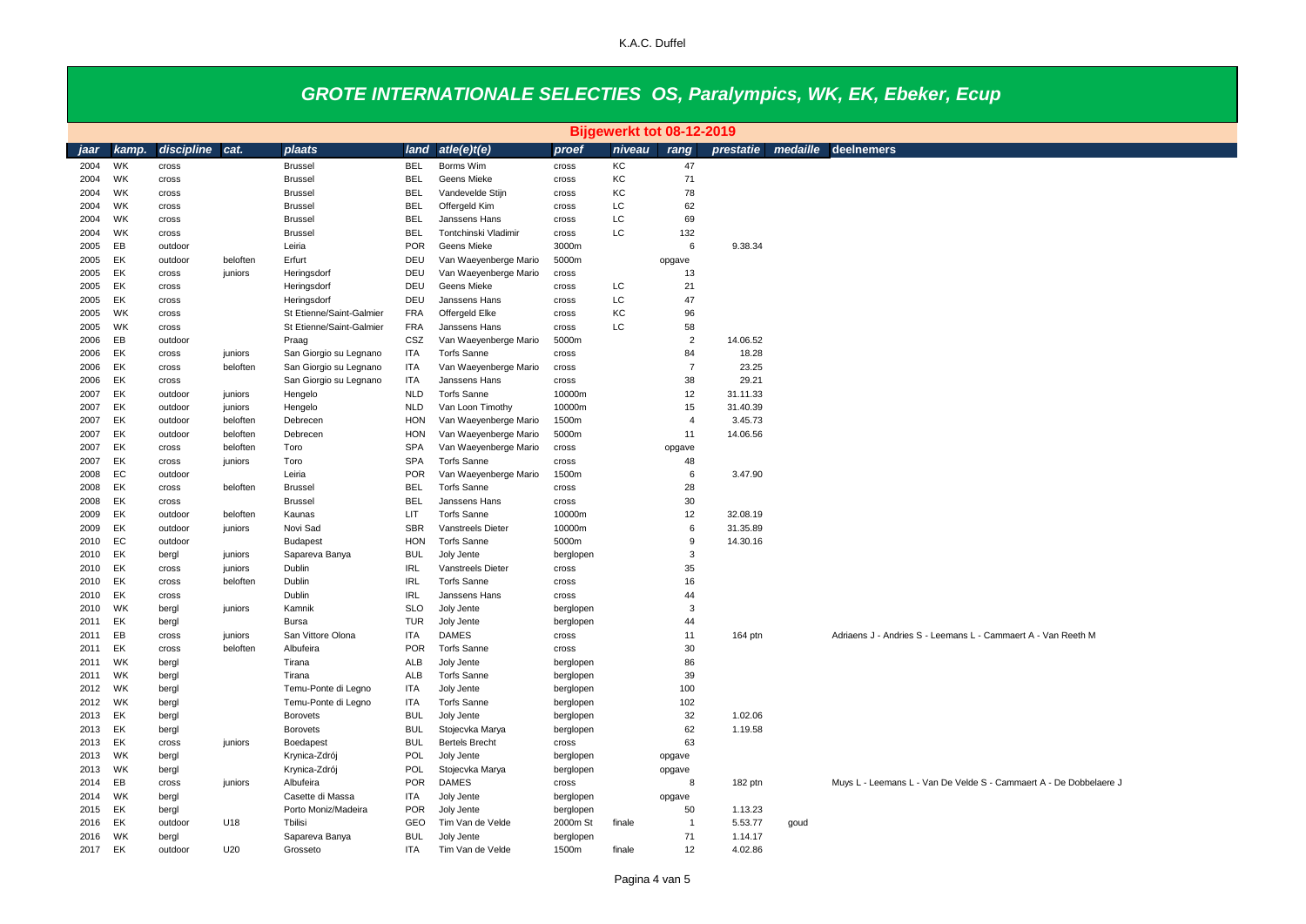# GROTE INTERNATIONALE SELECTIES OS, Paralympics, WK, EK, Ebeker, Ecup

**Bijgewerkt tot 08-12-2019**

| jaar | kamp. | discipline | cat. | plaats | land | atle(e)t(e) | proef | niveau | rang | prestatie | medaille | deelnemers |
|---|---|---|---|---|---|---|---|---|---|---|---|---|
| 2004 | WK | cross | | Brussel | BEL | Borms Wim | cross | KC | 47 | | | |
| 2004 | WK | cross | | Brussel | BEL | Geens Mieke | cross | KC | 71 | | | |
| 2004 | WK | cross | | Brussel | BEL | Vandevelde Stijn | cross | KC | 78 | | | |
| 2004 | WK | cross | | Brussel | BEL | Offergeld Kim | cross | LC | 62 | | | |
| 2004 | WK | cross | | Brussel | BEL | Janssens Hans | cross | LC | 69 | | | |
| 2004 | WK | cross | | Brussel | BEL | Tontchinski Vladimir | cross | LC | 132 | | | |
| 2005 | EB | outdoor | | Leiria | POR | Geens Mieke | 3000m | | 6 | 9.38.34 | | |
| 2005 | EK | outdoor | beloften | Erfurt | DEU | Van Waeyenberge Mario | 5000m | | opgave | | | |
| 2005 | EK | cross | juniors | Heringsdorf | DEU | Van Waeyenberge Mario | cross | | 13 | | | |
| 2005 | EK | cross | | Heringsdorf | DEU | Geens Mieke | cross | LC | 21 | | | |
| 2005 | EK | cross | | Heringsdorf | DEU | Janssens Hans | cross | LC | 47 | | | |
| 2005 | WK | cross | | St Etienne/Saint-Galmier | FRA | Offergeld Elke | cross | KC | 96 | | | |
| 2005 | WK | cross | | St Etienne/Saint-Galmier | FRA | Janssens Hans | cross | LC | 58 | | | |
| 2006 | EB | outdoor | | Praag | CSZ | Van Waeyenberge Mario | 5000m | | 2 | 14.06.52 | | |
| 2006 | EK | cross | juniors | San Giorgio su Legnano | ITA | Torfs Sanne | cross | | 84 | 18.28 | | |
| 2006 | EK | cross | beloften | San Giorgio su Legnano | ITA | Van Waeyenberge Mario | cross | | 7 | 23.25 | | |
| 2006 | EK | cross | | San Giorgio su Legnano | ITA | Janssens Hans | cross | | 38 | 29.21 | | |
| 2007 | EK | outdoor | juniors | Hengelo | NLD | Torfs Sanne | 10000m | | 12 | 31.11.33 | | |
| 2007 | EK | outdoor | juniors | Hengelo | NLD | Van Loon Timothy | 10000m | | 15 | 31.40.39 | | |
| 2007 | EK | outdoor | beloften | Debrecen | HON | Van Waeyenberge Mario | 1500m | | 4 | 3.45.73 | | |
| 2007 | EK | outdoor | beloften | Debrecen | HON | Van Waeyenberge Mario | 5000m | | 11 | 14.06.56 | | |
| 2007 | EK | cross | beloften | Toro | SPA | Van Waeyenberge Mario | cross | | opgave | | | |
| 2007 | EK | cross | juniors | Toro | SPA | Torfs Sanne | cross | | 48 | | | |
| 2008 | EC | outdoor | | Leiria | POR | Van Waeyenberge Mario | 1500m | | 6 | 3.47.90 | | |
| 2008 | EK | cross | beloften | Brussel | BEL | Torfs Sanne | cross | | 28 | | | |
| 2008 | EK | cross | | Brussel | BEL | Janssens Hans | cross | | 30 | | | |
| 2009 | EK | outdoor | beloften | Kaunas | LIT | Torfs Sanne | 10000m | | 12 | 32.08.19 | | |
| 2009 | EK | outdoor | juniors | Novi Sad | SBR | Vanstreels Dieter | 10000m | | 6 | 31.35.89 | | |
| 2010 | EC | outdoor | | Budapest | HON | Torfs Sanne | 5000m | | 9 | 14.30.16 | | |
| 2010 | EK | bergl | juniors | Sapareva Banya | BUL | Joly Jente | berglopen | | 3 | | | |
| 2010 | EK | cross | juniors | Dublin | IRL | Vanstreels Dieter | cross | | 35 | | | |
| 2010 | EK | cross | beloften | Dublin | IRL | Torfs Sanne | cross | | 16 | | | |
| 2010 | EK | cross | | Dublin | IRL | Janssens Hans | cross | | 44 | | | |
| 2010 | WK | bergl | juniors | Kamnik | SLO | Joly Jente | berglopen | | 3 | | | |
| 2011 | EK | bergl | | Bursa | TUR | Joly Jente | berglopen | | 44 | | | |
| 2011 | EB | cross | juniors | San Vittore Olona | ITA | DAMES | cross | | 11 | 164 ptn | | Adriaens J - Andries S - Leemans L - Cammaert A - Van Reeth M |
| 2011 | EK | cross | beloften | Albufeira | POR | Torfs Sanne | cross | | 30 | | | |
| 2011 | WK | bergl | | Tirana | ALB | Joly Jente | berglopen | | 86 | | | |
| 2011 | WK | bergl | | Tirana | ALB | Torfs Sanne | berglopen | | 39 | | | |
| 2012 | WK | bergl | | Temu-Ponte di Legno | ITA | Joly Jente | berglopen | | 100 | | | |
| 2012 | WK | bergl | | Temu-Ponte di Legno | ITA | Torfs Sanne | berglopen | | 102 | | | |
| 2013 | EK | bergl | | Borovets | BUL | Joly Jente | berglopen | | 32 | 1.02.06 | | |
| 2013 | EK | bergl | | Borovets | BUL | Stojecvka Marya | berglopen | | 62 | 1.19.58 | | |
| 2013 | EK | cross | juniors | Boedapest | BUL | Bertels Brecht | cross | | 63 | | | |
| 2013 | WK | bergl | | Krynica-Zdrój | POL | Joly Jente | berglopen | | opgave | | | |
| 2013 | WK | bergl | | Krynica-Zdrój | POL | Stojecvka Marya | berglopen | | opgave | | | |
| 2014 | EB | cross | juniors | Albufeira | POR | DAMES | cross | | 8 | 182 ptn | | Muys L - Leemans L - Van De Velde S - Cammaert A - De Dobbelaere J |
| 2014 | WK | bergl | | Casette di Massa | ITA | Joly Jente | berglopen | | opgave | | | |
| 2015 | EK | bergl | | Porto Moniz/Madeira | POR | Joly Jente | berglopen | | 50 | 1.13.23 | | |
| 2016 | EK | outdoor | U18 | Tbilisi | GEO | Tim Van de Velde | 2000m St | finale | 1 | 5.53.77 | goud | |
| 2016 | WK | bergl | | Sapareva Banya | BUL | Joly Jente | berglopen | | 71 | 1.14.17 | | |
| 2017 | EK | outdoor | U20 | Grosseto | ITA | Tim Van de Velde | 1500m | finale | 12 | 4.02.86 | | |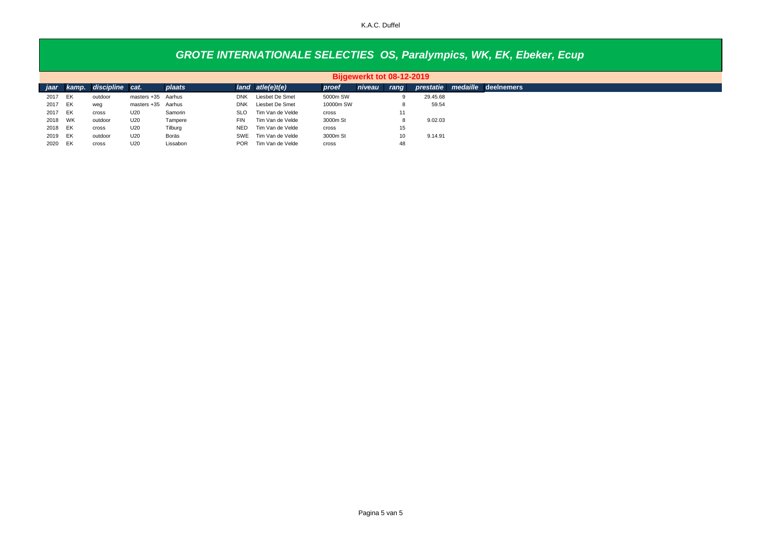# GROTE INTERNATIONALE SELECTIES OS, Paralympics, WK, EK, Ebeker, Ecup

**Bijgewerkt tot 08-12-2019**

| jaar | kamp. | discipline | cat. | plaats | land | atle(e)t(e) | proef | niveau | rang | prestatie | medaille | deelnemers |
|---|---|---|---|---|---|---|---|---|---|---|---|---|
| 2017 | EK | outdoor | masters +35 | Aarhus | DNK | Liesbet De Smet | 5000m SW | | 9 | 29.45.68 | | |
| 2017 | EK | weg | masters +35 | Aarhus | DNK | Liesbet De Smet | 10000m SW | | 8 | 59.54 | | |
| 2017 | EK | cross | U20 | Samorin | SLO | Tim Van de Velde | cross | | 11 | | | |
| 2018 | WK | outdoor | U20 | Tampere | FIN | Tim Van de Velde | 3000m St | | 8 | 9.02.03 | | |
| 2018 | EK | cross | U20 | Tilburg | NED | Tim Van de Velde | cross | | 15 | | | |
| 2019 | EK | outdoor | U20 | Boräs | SWE | Tim Van de Velde | 3000m St | | 10 | 9.14.91 | | |
| 2020 | EK | cross | U20 | Lissabon | POR | Tim Van de Velde | cross | | 48 | | | |